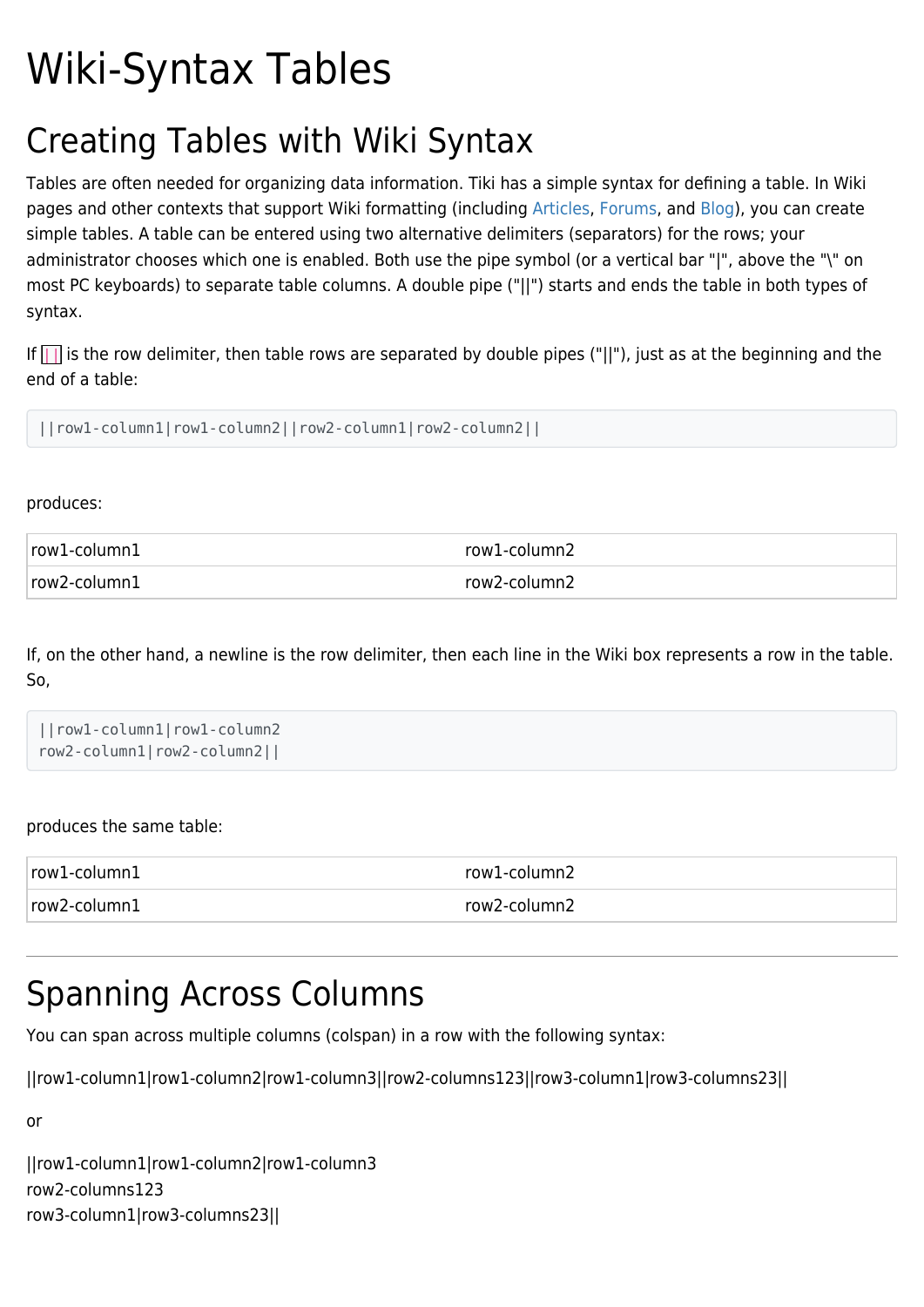# Wiki-Syntax Tables

## Creating Tables with Wiki Syntax

Tables are often needed for organizing data information. Tiki has a simple syntax for defining a table. In Wiki pages and other contexts that support Wiki formatting (including Articles, Forums, and Blog), you can create simple tables. A table can be entered using two alternative delimiters (separators) for the rows; your administrator chooses which one is enabled. Both use the pipe symbol (or a vertical bar "|", above the "\" on most PC keyboards) to separate table columns. A double pipe ("||") starts and ends the table in both types of syntax.

If `||` is the row delimiter, then table rows are separated by double pipes ("||"), just as at the beginning and the end of a table:

```
||row1-column1|row1-column2||row2-column1|row2-column2||
```

produces:

| row1-column1 | row1-column2 |
|---|---|
| row2-column1 | row2-column2 |

If, on the other hand, a newline is the row delimiter, then each line in the Wiki box represents a row in the table. So,

```
||row1-column1|row1-column2
row2-column1|row2-column2||
```

produces the same table:

| row1-column1 | row1-column2 |
|---|---|
| row2-column1 | row2-column2 |

---

## Spanning Across Columns

You can span across multiple columns (colspan) in a row with the following syntax:

||row1-column1|row1-column2|row1-column3||row2-columns123||row3-column1|row3-columns23||

or

||row1-column1|row1-column2|row1-column3
row2-columns123
row3-column1|row3-columns23||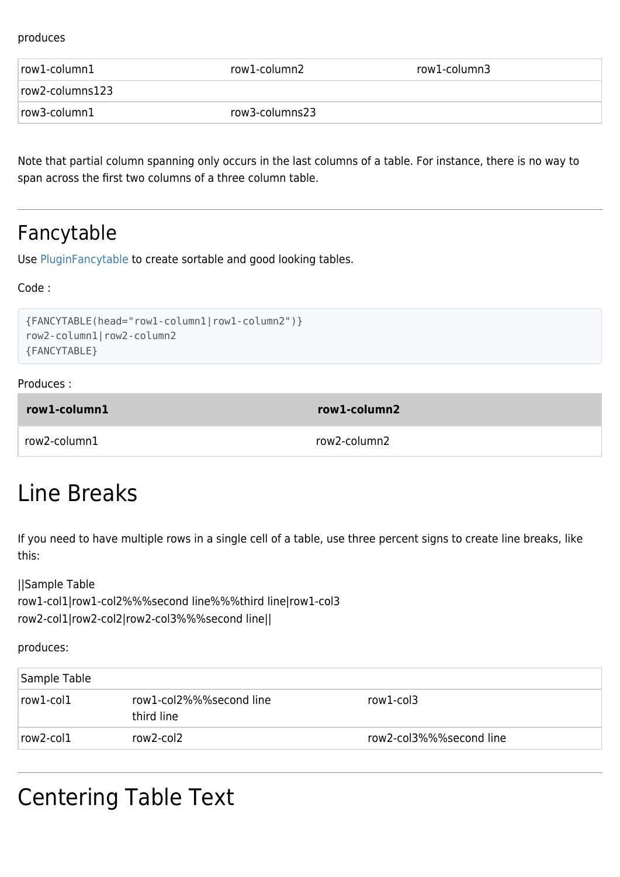produces

| row1-column1 | row1-column2 | row1-column3 |
|---|---|---|
| row2-columns123 | | |
| row3-column1 | row3-columns23 | |

Note that partial column spanning only occurs in the last columns of a table. For instance, there is no way to span across the first two columns of a three column table.

---

## Fancytable

Use PluginFancytable to create sortable and good looking tables.

Code :

```
{FANCYTABLE(head="row1-column1|row1-column2")}
row2-column1|row2-column2
{FANCYTABLE}
```

Produces :

| row1-column1 | row1-column2 |
|---|---|
| row2-column1 | row2-column2 |

# Line Breaks

If you need to have multiple rows in a single cell of a table, use three percent signs to create line breaks, like this:

||Sample Table
row1-col1|row1-col2%%%second line%%%third line|row1-col3
row2-col1|row2-col2|row2-col3%%%second line||

produces:

| Sample Table | | |
|---|---|---|
| row1-col1 | row1-col2%%%second line<br>third line | row1-col3 |
| row2-col1 | row2-col2 | row2-col3%%%second line |

---

# Centering Table Text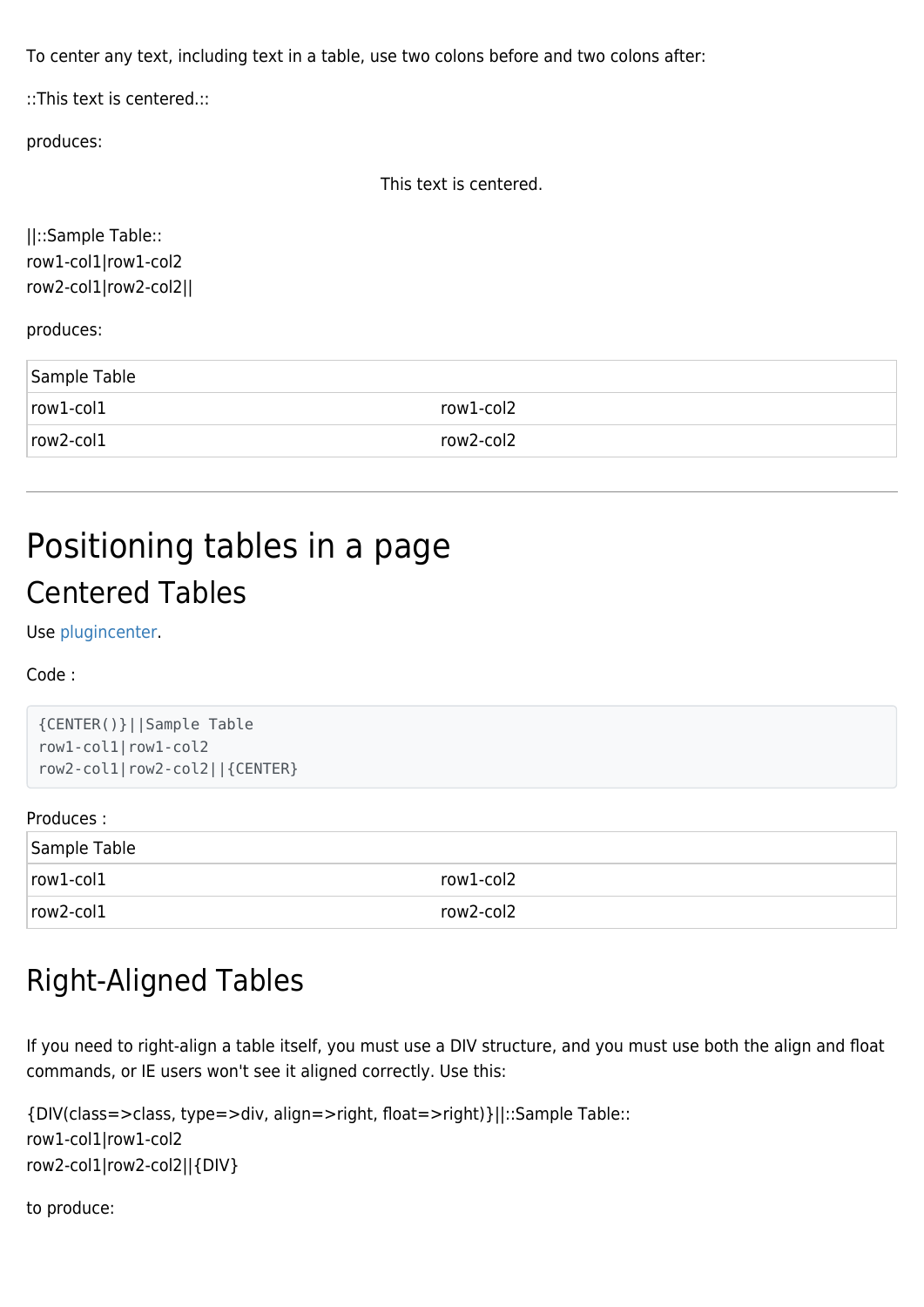To center any text, including text in a table, use two colons before and two colons after:

::This text is centered.::

produces:

This text is centered.

||::Sample Table::
row1-col1|row1-col2
row2-col1|row2-col2||

produces:

| Sample Table | |
|---|---|
| row1-col1 | row1-col2 |
| row2-col1 | row2-col2 |

---

# Positioning tables in a page

## Centered Tables

Use plugincenter.

Code :

```
{CENTER()}||Sample Table
row1-col1|row1-col2
row2-col1|row2-col2||{CENTER}
```

Produces :

| Sample Table | |
|---|---|
| row1-col1 | row1-col2 |
| row2-col1 | row2-col2 |

## Right-Aligned Tables

If you need to right-align a table itself, you must use a DIV structure, and you must use both the align and float commands, or IE users won't see it aligned correctly. Use this:

{DIV(class=>class, type=>div, align=>right, float=>right)}||::Sample Table::
row1-col1|row1-col2
row2-col1|row2-col2||{DIV}

to produce: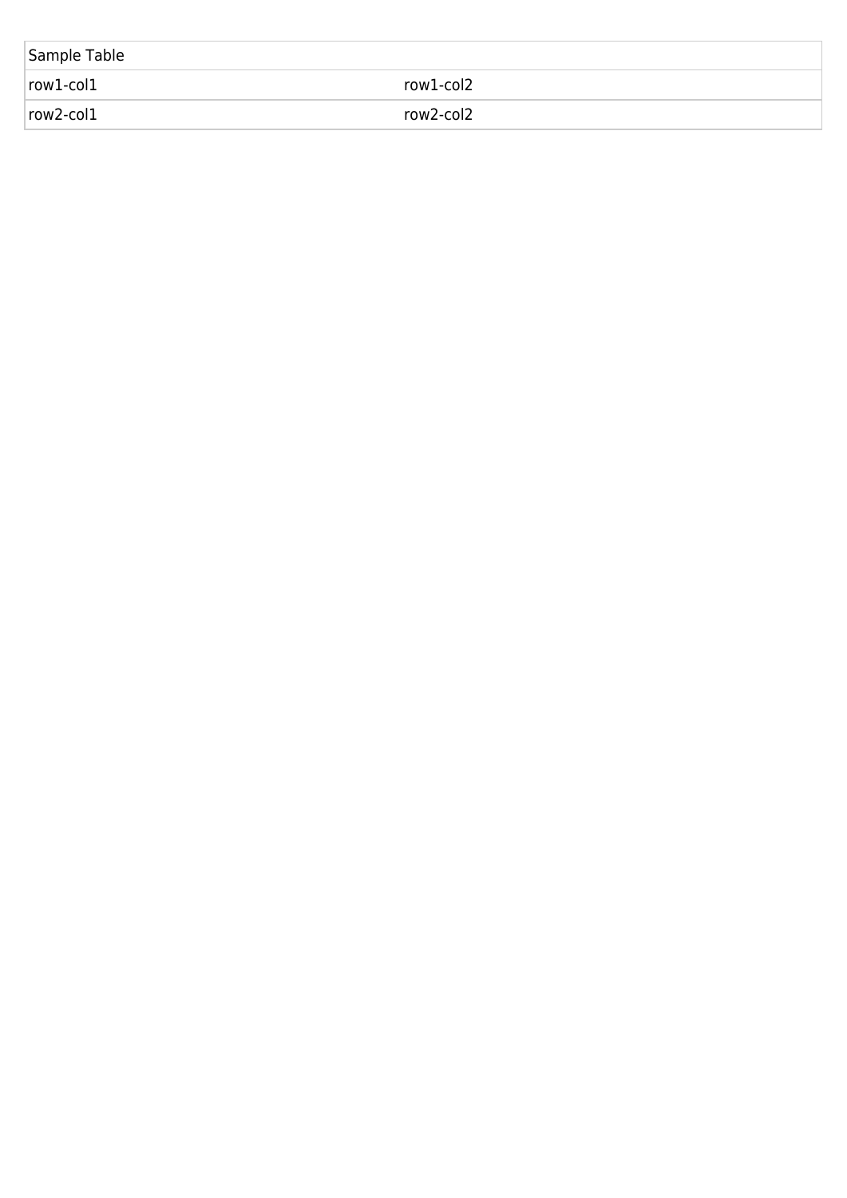| Sample Table | |
| --- | --- |
| row1-col1 | row1-col2 |
| row2-col1 | row2-col2 |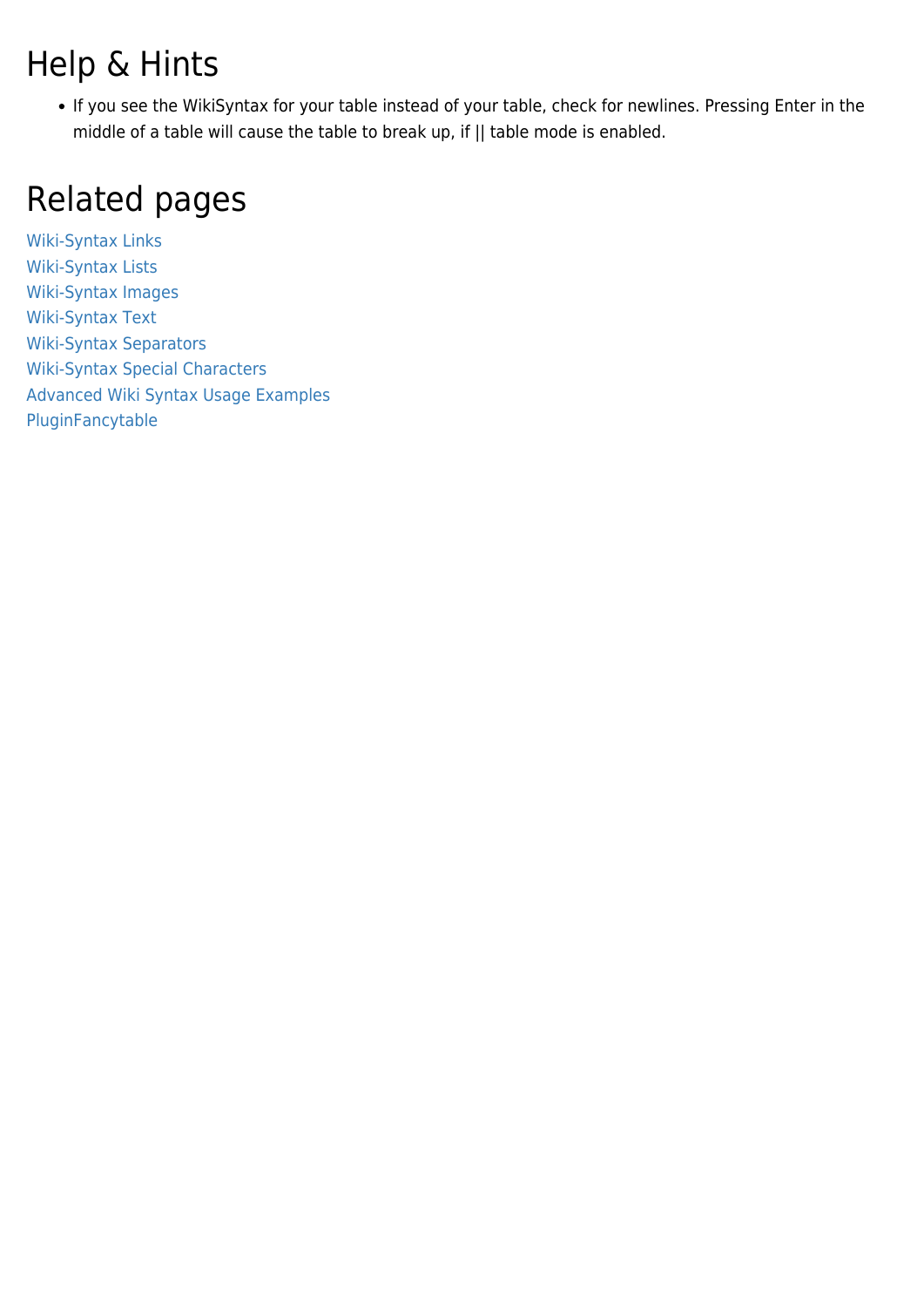# Help & Hints

- If you see the WikiSyntax for your table instead of your table, check for newlines. Pressing Enter in the middle of a table will cause the table to break up, if || table mode is enabled.

# Related pages

Wiki-Syntax Links
Wiki-Syntax Lists
Wiki-Syntax Images
Wiki-Syntax Text
Wiki-Syntax Separators
Wiki-Syntax Special Characters
Advanced Wiki Syntax Usage Examples
PluginFancytable